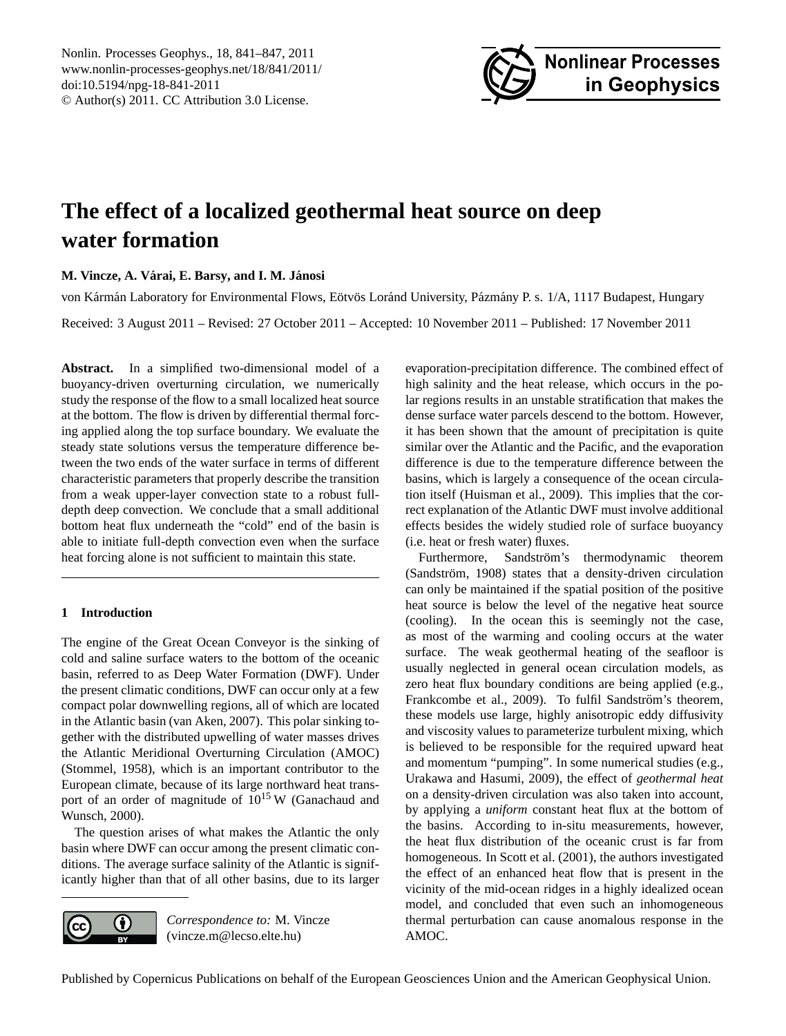# The effect of a localized geothermal heat source on deep water formation

**M. Vincze, A. Várai, E. Barsy, and I. M. Jánosi**

von Kármán Laboratory for Environmental Flows, Eötvös Loránd University, Pázmány P. s. 1/A, 1117 Budapest, Hungary

Received: 3 August 2011 – Revised: 27 October 2011 – Accepted: 10 November 2011 – Published: 17 November 2011

**Abstract.** In a simplified two-dimensional model of a buoyancy-driven overturning circulation, we numerically study the response of the flow to a small localized heat source at the bottom. The flow is driven by differential thermal forcing applied along the top surface boundary. We evaluate the steady state solutions versus the temperature difference between the two ends of the water surface in terms of different characteristic parameters that properly describe the transition from a weak upper-layer convection state to a robust full-depth deep convection. We conclude that a small additional bottom heat flux underneath the "cold" end of the basin is able to initiate full-depth convection even when the surface heat forcing alone is not sufficient to maintain this state.

## 1 Introduction

The engine of the Great Ocean Conveyor is the sinking of cold and saline surface waters to the bottom of the oceanic basin, referred to as Deep Water Formation (DWF). Under the present climatic conditions, DWF can occur only at a few compact polar downwelling regions, all of which are located in the Atlantic basin (van Aken, 2007). This polar sinking together with the distributed upwelling of water masses drives the Atlantic Meridional Overturning Circulation (AMOC) (Stommel, 1958), which is an important contributor to the European climate, because of its large northward heat transport of an order of magnitude of $10^{15}$ W (Ganachaud and Wunsch, 2000).

The question arises of what makes the Atlantic the only basin where DWF can occur among the present climatic conditions. The average surface salinity of the Atlantic is significantly higher than that of all other basins, due to its larger evaporation-precipitation difference. The combined effect of high salinity and the heat release, which occurs in the polar regions results in an unstable stratification that makes the dense surface water parcels descend to the bottom. However, it has been shown that the amount of precipitation is quite similar over the Atlantic and the Pacific, and the evaporation difference is due to the temperature difference between the basins, which is largely a consequence of the ocean circulation itself (Huisman et al., 2009). This implies that the correct explanation of the Atlantic DWF must involve additional effects besides the widely studied role of surface buoyancy (i.e. heat or fresh water) fluxes.

Furthermore, Sandström's thermodynamic theorem (Sandström, 1908) states that a density-driven circulation can only be maintained if the spatial position of the positive heat source is below the level of the negative heat source (cooling). In the ocean this is seemingly not the case, as most of the warming and cooling occurs at the water surface. The weak geothermal heating of the seafloor is usually neglected in general ocean circulation models, as zero heat flux boundary conditions are being applied (e.g., Frankcombe et al., 2009). To fulfil Sandström's theorem, these models use large, highly anisotropic eddy diffusivity and viscosity values to parameterize turbulent mixing, which is believed to be responsible for the required upward heat and momentum "pumping". In some numerical studies (e.g., Urakawa and Hasumi, 2009), the effect of *geothermal heat* on a density-driven circulation was also taken into account, by applying a *uniform* constant heat flux at the bottom of the basins. According to in-situ measurements, however, the heat flux distribution of the oceanic crust is far from homogeneous. In Scott et al. (2001), the authors investigated the effect of an enhanced heat flow that is present in the vicinity of the mid-ocean ridges in a highly idealized ocean model, and concluded that even such an inhomogeneous thermal perturbation can cause anomalous response in the AMOC.

*Correspondence to:* M. Vincze (vincze.m@lecso.elte.hu)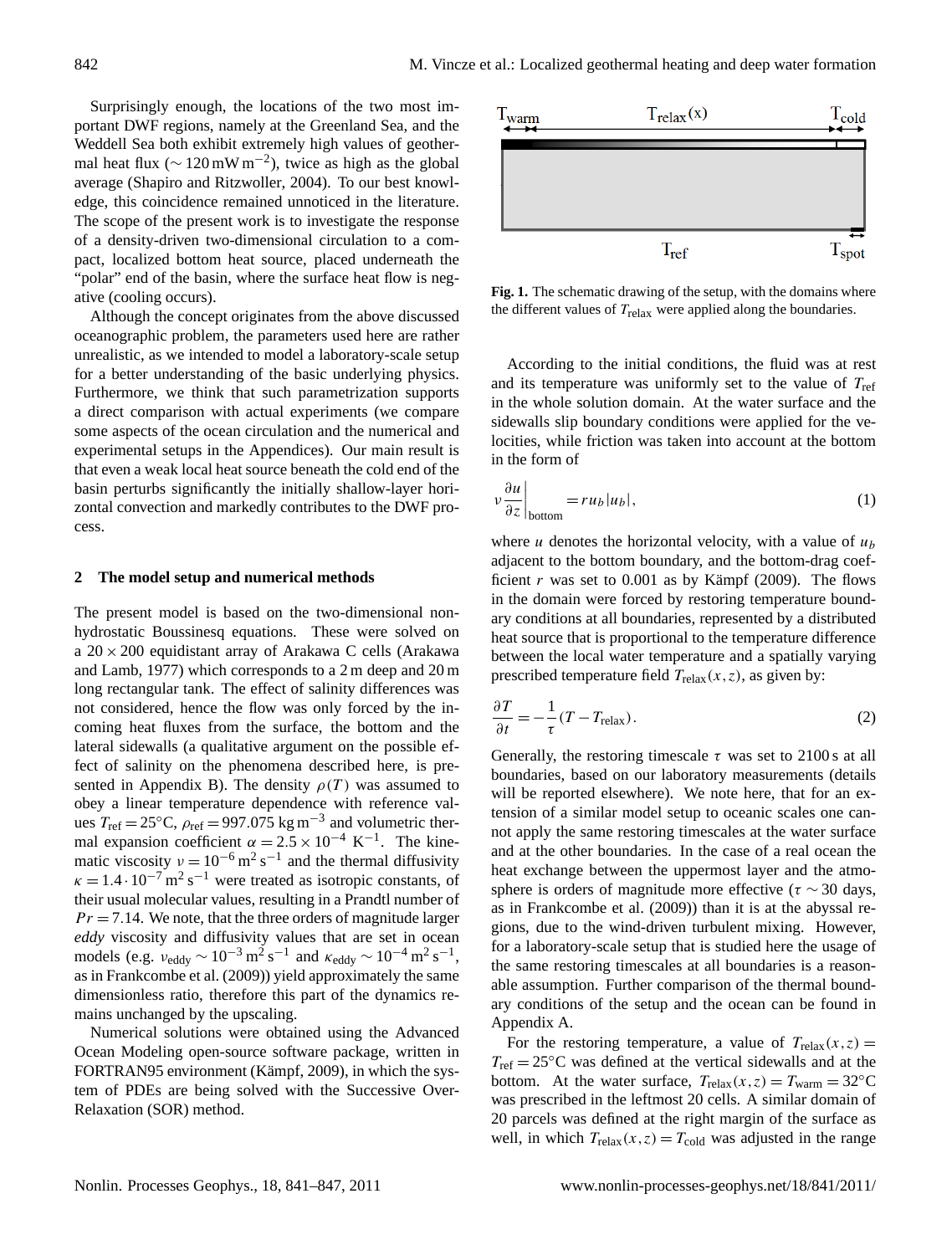Surprisingly enough, the locations of the two most important DWF regions, namely at the Greenland Sea, and the Weddell Sea both exhibit extremely high values of geothermal heat flux ($\sim 120\,\mathrm{mW\,m^{-2}}$), twice as high as the global average (Shapiro and Ritzwoller, 2004). To our best knowledge, this coincidence remained unnoticed in the literature. The scope of the present work is to investigate the response of a density-driven two-dimensional circulation to a compact, localized bottom heat source, placed underneath the "polar" end of the basin, where the surface heat flow is negative (cooling occurs).

Although the concept originates from the above discussed oceanographic problem, the parameters used here are rather unrealistic, as we intended to model a laboratory-scale setup for a better understanding of the basic underlying physics. Furthermore, we think that such parametrization supports a direct comparison with actual experiments (we compare some aspects of the ocean circulation and the numerical and experimental setups in the Appendices). Our main result is that even a weak local heat source beneath the cold end of the basin perturbs significantly the initially shallow-layer horizontal convection and markedly contributes to the DWF process.

## 2 The model setup and numerical methods

The present model is based on the two-dimensional non-hydrostatic Boussinesq equations. These were solved on a $20 \times 200$ equidistant array of Arakawa C cells (Arakawa and Lamb, 1977) which corresponds to a 2 m deep and 20 m long rectangular tank. The effect of salinity differences was not considered, hence the flow was only forced by the incoming heat fluxes from the surface, the bottom and the lateral sidewalls (a qualitative argument on the possible effect of salinity on the phenomena described here, is presented in Appendix B). The density $\rho(T)$ was assumed to obey a linear temperature dependence with reference values $T_{\mathrm{ref}} = 25°\mathrm{C}$, $\rho_{\mathrm{ref}} = 997.075\ \mathrm{kg\,m^{-3}}$ and volumetric thermal expansion coefficient $\alpha = 2.5 \times 10^{-4}\ \mathrm{K^{-1}}$. The kinematic viscosity $\nu = 10^{-6}\,\mathrm{m^2\,s^{-1}}$ and the thermal diffusivity $\kappa = 1.4 \cdot 10^{-7}\,\mathrm{m^2\,s^{-1}}$ were treated as isotropic constants, of their usual molecular values, resulting in a Prandtl number of $Pr = 7.14$. We note, that the three orders of magnitude larger *eddy* viscosity and diffusivity values that are set in ocean models (e.g. $\nu_{\mathrm{eddy}} \sim 10^{-3}\,\mathrm{m^2\,s^{-1}}$ and $\kappa_{\mathrm{eddy}} \sim 10^{-4}\,\mathrm{m^2\,s^{-1}}$, as in Frankcombe et al. (2009)) yield approximately the same dimensionless ratio, therefore this part of the dynamics remains unchanged by the upscaling.

Numerical solutions were obtained using the Advanced Ocean Modeling open-source software package, written in FORTRAN95 environment (Kämpf, 2009), in which the system of PDEs are being solved with the Successive Over-Relaxation (SOR) method.

**Fig. 1.** The schematic drawing of the setup, with the domains where the different values of $T_{\mathrm{relax}}$ were applied along the boundaries.

According to the initial conditions, the fluid was at rest and its temperature was uniformly set to the value of $T_{\mathrm{ref}}$ in the whole solution domain. At the water surface and the sidewalls slip boundary conditions were applied for the velocities, while friction was taken into account at the bottom in the form of

$$\nu \left.\frac{\partial u}{\partial z}\right|_{\mathrm{bottom}} = r u_b |u_b|, \tag{1}$$

where $u$ denotes the horizontal velocity, with a value of $u_b$ adjacent to the bottom boundary, and the bottom-drag coefficient $r$ was set to 0.001 as by Kämpf (2009). The flows in the domain were forced by restoring temperature boundary conditions at all boundaries, represented by a distributed heat source that is proportional to the temperature difference between the local water temperature and a spatially varying prescribed temperature field $T_{\mathrm{relax}}(x,z)$, as given by:

$$\frac{\partial T}{\partial t} = -\frac{1}{\tau}\left(T - T_{\mathrm{relax}}\right). \tag{2}$$

Generally, the restoring timescale $\tau$ was set to 2100 s at all boundaries, based on our laboratory measurements (details will be reported elsewhere). We note here, that for an extension of a similar model setup to oceanic scales one cannot apply the same restoring timescales at the water surface and at the other boundaries. In the case of a real ocean the heat exchange between the uppermost layer and the atmosphere is orders of magnitude more effective ($\tau \sim 30$ days, as in Frankcombe et al. (2009)) than it is at the abyssal regions, due to the wind-driven turbulent mixing. However, for a laboratory-scale setup that is studied here the usage of the same restoring timescales at all boundaries is a reasonable assumption. Further comparison of the thermal boundary conditions of the setup and the ocean can be found in Appendix A.

For the restoring temperature, a value of $T_{\mathrm{relax}}(x,z) = T_{\mathrm{ref}} = 25°\mathrm{C}$ was defined at the vertical sidewalls and at the bottom. At the water surface, $T_{\mathrm{relax}}(x,z) = T_{\mathrm{warm}} = 32°\mathrm{C}$ was prescribed in the leftmost 20 cells. A similar domain of 20 parcels was defined at the right margin of the surface as well, in which $T_{\mathrm{relax}}(x,z) = T_{\mathrm{cold}}$ was adjusted in the range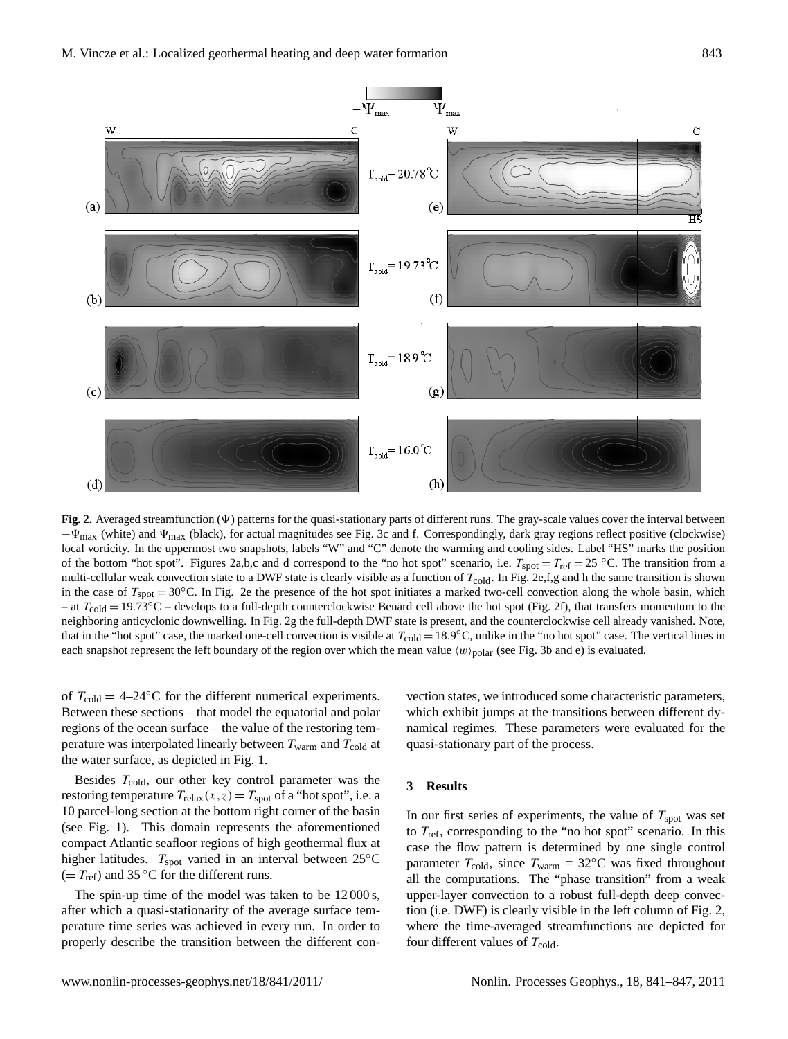**Fig. 2.** Averaged streamfunction ($\Psi$) patterns for the quasi-stationary parts of different runs. The gray-scale values cover the interval between $-\Psi_{max}$ (white) and $\Psi_{max}$ (black), for actual magnitudes see Fig. 3c and f. Correspondingly, dark gray regions reflect positive (clockwise) local vorticity. In the uppermost two snapshots, labels "W" and "C" denote the warming and cooling sides. Label "HS" marks the position of the bottom "hot spot". Figures 2a,b,c and d correspond to the "no hot spot" scenario, i.e. $T_{spot} = T_{ref} = 25$ °C. The transition from a multi-cellular weak convection state to a DWF state is clearly visible as a function of $T_{cold}$. In Fig. 2e,f,g and h the same transition is shown in the case of $T_{spot} = 30$°C. In Fig. 2e the presence of the hot spot initiates a marked two-cell convection along the whole basin, which – at $T_{cold} = 19.73$°C – develops to a full-depth counterclockwise Benard cell above the hot spot (Fig. 2f), that transfers momentum to the neighboring anticyclonic downwelling. In Fig. 2g the full-depth DWF state is present, and the counterclockwise cell already vanished. Note, that in the "hot spot" case, the marked one-cell convection is visible at $T_{cold} = 18.9$°C, unlike in the "no hot spot" case. The vertical lines in each snapshot represent the left boundary of the region over which the mean value $\langle w \rangle_{polar}$ (see Fig. 3b and e) is evaluated.

of $T_{cold} = 4$–$24$°C for the different numerical experiments. Between these sections – that model the equatorial and polar regions of the ocean surface – the value of the restoring temperature was interpolated linearly between $T_{warm}$ and $T_{cold}$ at the water surface, as depicted in Fig. 1.

Besides $T_{cold}$, our other key control parameter was the restoring temperature $T_{relax}(x,z) = T_{spot}$ of a "hot spot", i.e. a 10 parcel-long section at the bottom right corner of the basin (see Fig. 1). This domain represents the aforementioned compact Atlantic seafloor regions of high geothermal flux at higher latitudes. $T_{spot}$ varied in an interval between 25°C ($= T_{ref}$) and 35 °C for the different runs.

The spin-up time of the model was taken to be 12 000 s, after which a quasi-stationarity of the average surface temperature time series was achieved in every run. In order to properly describe the transition between the different convection states, we introduced some characteristic parameters, which exhibit jumps at the transitions between different dynamical regimes. These parameters were evaluated for the quasi-stationary part of the process.

## 3 Results

In our first series of experiments, the value of $T_{spot}$ was set to $T_{ref}$, corresponding to the "no hot spot" scenario. In this case the flow pattern is determined by one single control parameter $T_{cold}$, since $T_{warm}$ = 32°C was fixed throughout all the computations. The "phase transition" from a weak upper-layer convection to a robust full-depth deep convection (i.e. DWF) is clearly visible in the left column of Fig. 2, where the time-averaged streamfunctions are depicted for four different values of $T_{cold}$.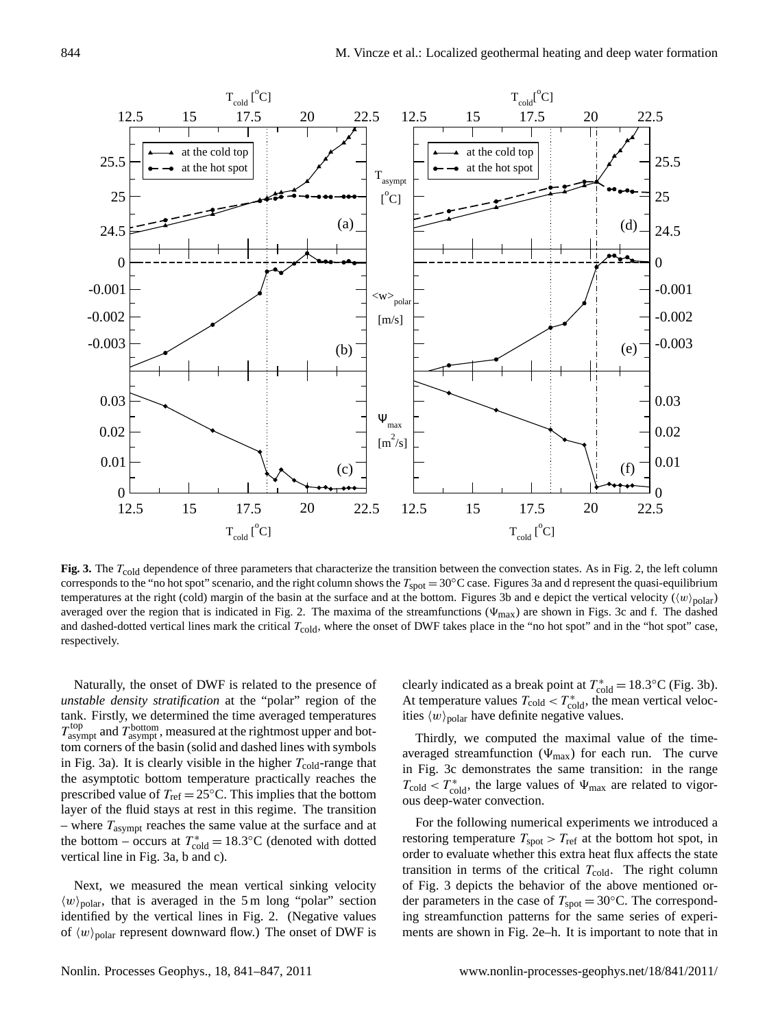**Fig. 3.** The $T_{\text{cold}}$ dependence of three parameters that characterize the transition between the convection states. As in Fig. 2, the left column corresponds to the "no hot spot" scenario, and the right column shows the $T_{\text{spot}} = 30°\text{C}$ case. Figures 3a and d represent the quasi-equilibrium temperatures at the right (cold) margin of the basin at the surface and at the bottom. Figures 3b and e depict the vertical velocity ($\langle w \rangle_{\text{polar}}$) averaged over the region that is indicated in Fig. 2. The maxima of the streamfunctions ($\Psi_{\text{max}}$) are shown in Figs. 3c and f. The dashed and dashed-dotted vertical lines mark the critical $T_{\text{cold}}$, where the onset of DWF takes place in the "no hot spot" and in the "hot spot" case, respectively.

Naturally, the onset of DWF is related to the presence of *unstable density stratification* at the "polar" region of the tank. Firstly, we determined the time averaged temperatures $T_{\text{asympt}}^{\text{top}}$ and $T_{\text{asympt}}^{\text{bottom}}$, measured at the rightmost upper and bottom corners of the basin (solid and dashed lines with symbols in Fig. 3a). It is clearly visible in the higher $T_{\text{cold}}$-range that the asymptotic bottom temperature practically reaches the prescribed value of $T_{\text{ref}} = 25°\text{C}$. This implies that the bottom layer of the fluid stays at rest in this regime. The transition – where $T_{\text{asympt}}$ reaches the same value at the surface and at the bottom – occurs at $T_{\text{cold}}^* = 18.3°\text{C}$ (denoted with dotted vertical line in Fig. 3a, b and c).

Next, we measured the mean vertical sinking velocity $\langle w \rangle_{\text{polar}}$, that is averaged in the 5 m long "polar" section identified by the vertical lines in Fig. 2. (Negative values of $\langle w \rangle_{\text{polar}}$ represent downward flow.) The onset of DWF is clearly indicated as a break point at $T_{\text{cold}}^* = 18.3°\text{C}$ (Fig. 3b). At temperature values $T_{\text{cold}} < T_{\text{cold}}^*$, the mean vertical velocities $\langle w \rangle_{\text{polar}}$ have definite negative values.

Thirdly, we computed the maximal value of the time-averaged streamfunction ($\Psi_{\text{max}}$) for each run. The curve in Fig. 3c demonstrates the same transition: in the range $T_{\text{cold}} < T_{\text{cold}}^*$, the large values of $\Psi_{\text{max}}$ are related to vigorous deep-water convection.

For the following numerical experiments we introduced a restoring temperature $T_{\text{spot}} > T_{\text{ref}}$ at the bottom hot spot, in order to evaluate whether this extra heat flux affects the state transition in terms of the critical $T_{\text{cold}}$. The right column of Fig. 3 depicts the behavior of the above mentioned order parameters in the case of $T_{\text{spot}} = 30°\text{C}$. The corresponding streamfunction patterns for the same series of experiments are shown in Fig. 2e–h. It is important to note that in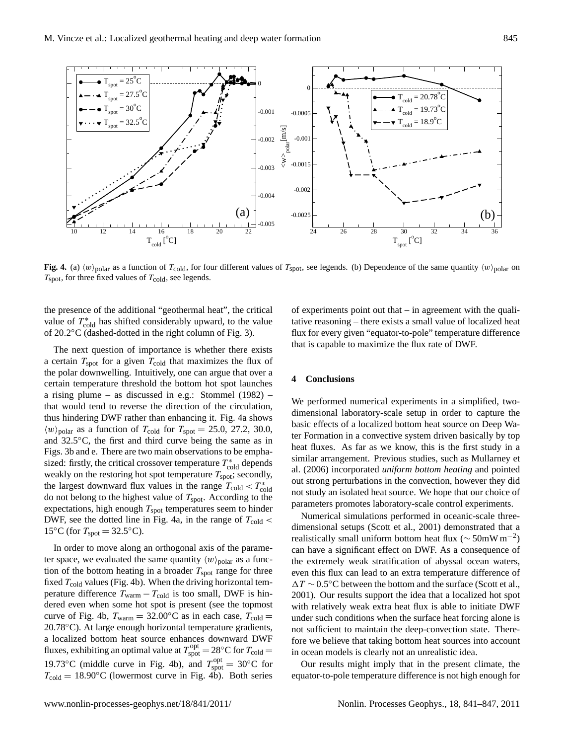**Fig. 4.** (a) $\langle w \rangle_{\text{polar}}$ as a function of $T_{\text{cold}}$, for four different values of $T_{\text{spot}}$, see legends. (b) Dependence of the same quantity $\langle w \rangle_{\text{polar}}$ on $T_{\text{spot}}$, for three fixed values of $T_{\text{cold}}$, see legends.

the presence of the additional "geothermal heat", the critical value of $T^*_{\text{cold}}$ has shifted considerably upward, to the value of 20.2°C (dashed-dotted in the right column of Fig. 3).

The next question of importance is whether there exists a certain $T_{\text{spot}}$ for a given $T_{\text{cold}}$ that maximizes the flux of the polar downwelling. Intuitively, one can argue that over a certain temperature threshold the bottom hot spot launches a rising plume – as discussed in e.g.: Stommel (1982) – that would tend to reverse the direction of the circulation, thus hindering DWF rather than enhancing it. Fig. 4a shows $\langle w \rangle_{\text{polar}}$ as a function of $T_{\text{cold}}$ for $T_{\text{spot}} = 25.0$, 27.2, 30.0, and 32.5°C, the first and third curve being the same as in Figs. 3b and e. There are two main observations to be emphasized: firstly, the critical crossover temperature $T^*_{\text{cold}}$ depends weakly on the restoring hot spot temperature $T_{\text{spot}}$; secondly, the largest downward flux values in the range $T_{\text{cold}} < T^*_{\text{cold}}$ do not belong to the highest value of $T_{\text{spot}}$. According to the expectations, high enough $T_{\text{spot}}$ temperatures seem to hinder DWF, see the dotted line in Fig. 4a, in the range of $T_{\text{cold}} <$ 15°C (for $T_{\text{spot}} = 32.5$°C).

In order to move along an orthogonal axis of the parameter space, we evaluated the same quantity $\langle w \rangle_{\text{polar}}$ as a function of the bottom heating in a broader $T_{\text{spot}}$ range for three fixed $T_{\text{cold}}$ values (Fig. 4b). When the driving horizontal temperature difference $T_{\text{warm}} - T_{\text{cold}}$ is too small, DWF is hindered even when some hot spot is present (see the topmost curve of Fig. 4b, $T_{\text{warm}} = 32.00$°C as in each case, $T_{\text{cold}} =$ 20.78°C). At large enough horizontal temperature gradients, a localized bottom heat source enhances downward DWF fluxes, exhibiting an optimal value at $T^{\text{opt}}_{\text{spot}} = 28$°C for $T_{\text{cold}} =$ 19.73°C (middle curve in Fig. 4b), and $T^{\text{opt}}_{\text{spot}} = 30$°C for $T_{\text{cold}} = 18.90$°C (lowermost curve in Fig. 4b). Both series of experiments point out that – in agreement with the qualitative reasoning – there exists a small value of localized heat flux for every given "equator-to-pole" temperature difference that is capable to maximize the flux rate of DWF.

## 4 Conclusions

We performed numerical experiments in a simplified, two-dimensional laboratory-scale setup in order to capture the basic effects of a localized bottom heat source on Deep Water Formation in a convective system driven basically by top heat fluxes. As far as we know, this is the first study in a similar arrangement. Previous studies, such as Mullarney et al. (2006) incorporated *uniform bottom heating* and pointed out strong perturbations in the convection, however they did not study an isolated heat source. We hope that our choice of parameters promotes laboratory-scale control experiments.

Numerical simulations performed in oceanic-scale three-dimensional setups (Scott et al., 2001) demonstrated that a realistically small uniform bottom heat flux ($\sim 50 \text{mW m}^{-2}$) can have a significant effect on DWF. As a consequence of the extremely weak stratification of abyssal ocean waters, even this flux can lead to an extra temperature difference of $\Delta T \sim 0.5$°C between the bottom and the surface (Scott et al., 2001). Our results support the idea that a localized hot spot with relatively weak extra heat flux is able to initiate DWF under such conditions when the surface heat forcing alone is not sufficient to maintain the deep-convection state. Therefore we believe that taking bottom heat sources into account in ocean models is clearly not an unrealistic idea.

Our results might imply that in the present climate, the equator-to-pole temperature difference is not high enough for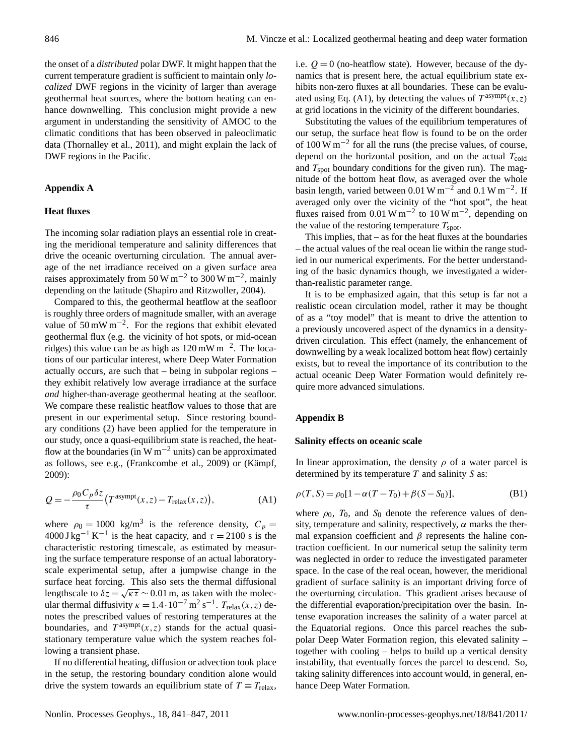the onset of a *distributed* polar DWF. It might happen that the current temperature gradient is sufficient to maintain only *localized* DWF regions in the vicinity of larger than average geothermal heat sources, where the bottom heating can enhance downwelling. This conclusion might provide a new argument in understanding the sensitivity of AMOC to the climatic conditions that has been observed in paleoclimatic data (Thornalley et al., 2011), and might explain the lack of DWF regions in the Pacific.

## Appendix A

### Heat fluxes

The incoming solar radiation plays an essential role in creating the meridional temperature and salinity differences that drive the oceanic overturning circulation. The annual average of the net irradiance received on a given surface area raises approximately from $50\,\mathrm{W\,m^{-2}}$ to $300\,\mathrm{W\,m^{-2}}$, mainly depending on the latitude (Shapiro and Ritzwoller, 2004).

Compared to this, the geothermal heatflow at the seafloor is roughly three orders of magnitude smaller, with an average value of $50\,\mathrm{mW\,m^{-2}}$. For the regions that exhibit elevated geothermal flux (e.g. the vicinity of hot spots, or mid-ocean ridges) this value can be as high as $120\,\mathrm{mW\,m^{-2}}$. The locations of our particular interest, where Deep Water Formation actually occurs, are such that – being in subpolar regions – they exhibit relatively low average irradiance at the surface *and* higher-than-average geothermal heating at the seafloor. We compare these realistic heatflow values to those that are present in our experimental setup. Since restoring boundary conditions (2) have been applied for the temperature in our study, once a quasi-equilibrium state is reached, the heatflow at the boundaries (in $\mathrm{W\,m^{-2}}$ units) can be approximated as follows, see e.g., (Frankcombe et al., 2009) or (Kämpf, 2009):

$$Q = -\frac{\rho_0 C_p \delta z}{\tau}\left(T^{\mathrm{asympt}}(x,z) - T_{\mathrm{relax}}(x,z)\right), \tag{A1}$$

where $\rho_0 = 1000\ \mathrm{kg/m^3}$ is the reference density, $C_p = 4000\,\mathrm{J\,kg^{-1}\,K^{-1}}$ is the heat capacity, and $\tau = 2100$ s is the characteristic restoring timescale, as estimated by measuring the surface temperature response of an actual laboratory-scale experimental setup, after a jumpwise change in the surface heat forcing. This also sets the thermal diffusional lengthscale to $\delta z = \sqrt{\kappa\tau} \sim 0.01$ m, as taken with the molecular thermal diffusivity $\kappa = 1.4 \cdot 10^{-7}\,\mathrm{m^2\,s^{-1}}$. $T_{\mathrm{relax}}(x,z)$ denotes the prescribed values of restoring temperatures at the boundaries, and $T^{\mathrm{asympt}}(x,z)$ stands for the actual quasi-stationary temperature value which the system reaches following a transient phase.

If no differential heating, diffusion or advection took place in the setup, the restoring boundary condition alone would drive the system towards an equilibrium state of $T \equiv T_{\mathrm{relax}}$, i.e. $Q = 0$ (no-heatflow state). However, because of the dynamics that is present here, the actual equilibrium state exhibits non-zero fluxes at all boundaries. These can be evaluated using Eq. (A1), by detecting the values of $T^{\mathrm{asympt}}(x,z)$ at grid locations in the vicinity of the different boundaries.

Substituting the values of the equilibrium temperatures of our setup, the surface heat flow is found to be on the order of $100\,\mathrm{W\,m^{-2}}$ for all the runs (the precise values, of course, depend on the horizontal position, and on the actual $T_{\mathrm{cold}}$ and $T_{\mathrm{spot}}$ boundary conditions for the given run). The magnitude of the bottom heat flow, as averaged over the whole basin length, varied between $0.01\,\mathrm{W\,m^{-2}}$ and $0.1\,\mathrm{W\,m^{-2}}$. If averaged only over the vicinity of the "hot spot", the heat fluxes raised from $0.01\,\mathrm{W\,m^{-2}}$ to $10\,\mathrm{W\,m^{-2}}$, depending on the value of the restoring temperature $T_{\mathrm{spot}}$.

This implies, that – as for the heat fluxes at the boundaries – the actual values of the real ocean lie within the range studied in our numerical experiments. For the better understanding of the basic dynamics though, we investigated a wider-than-realistic parameter range.

It is to be emphasized again, that this setup is far not a realistic ocean circulation model, rather it may be thought of as a "toy model" that is meant to drive the attention to a previously uncovered aspect of the dynamics in a density-driven circulation. This effect (namely, the enhancement of downwelling by a weak localized bottom heat flow) certainly exists, but to reveal the importance of its contribution to the actual oceanic Deep Water Formation would definitely require more advanced simulations.

## Appendix B

### Salinity effects on oceanic scale

In linear approximation, the density $\rho$ of a water parcel is determined by its temperature $T$ and salinity $S$ as:

$$\rho(T,S) = \rho_0[1 - \alpha(T - T_0) + \beta(S - S_0)], \tag{B1}$$

where $\rho_0$, $T_0$, and $S_0$ denote the reference values of density, temperature and salinity, respectively, $\alpha$ marks the thermal expansion coefficient and $\beta$ represents the haline contraction coefficient. In our numerical setup the salinity term was neglected in order to reduce the investigated parameter space. In the case of the real ocean, however, the meridional gradient of surface salinity is an important driving force of the overturning circulation. This gradient arises because of the differential evaporation/precipitation over the basin. Intense evaporation increases the salinity of a water parcel at the Equatorial regions. Once this parcel reaches the subpolar Deep Water Formation region, this elevated salinity – together with cooling – helps to build up a vertical density instability, that eventually forces the parcel to descend. So, taking salinity differences into account would, in general, enhance Deep Water Formation.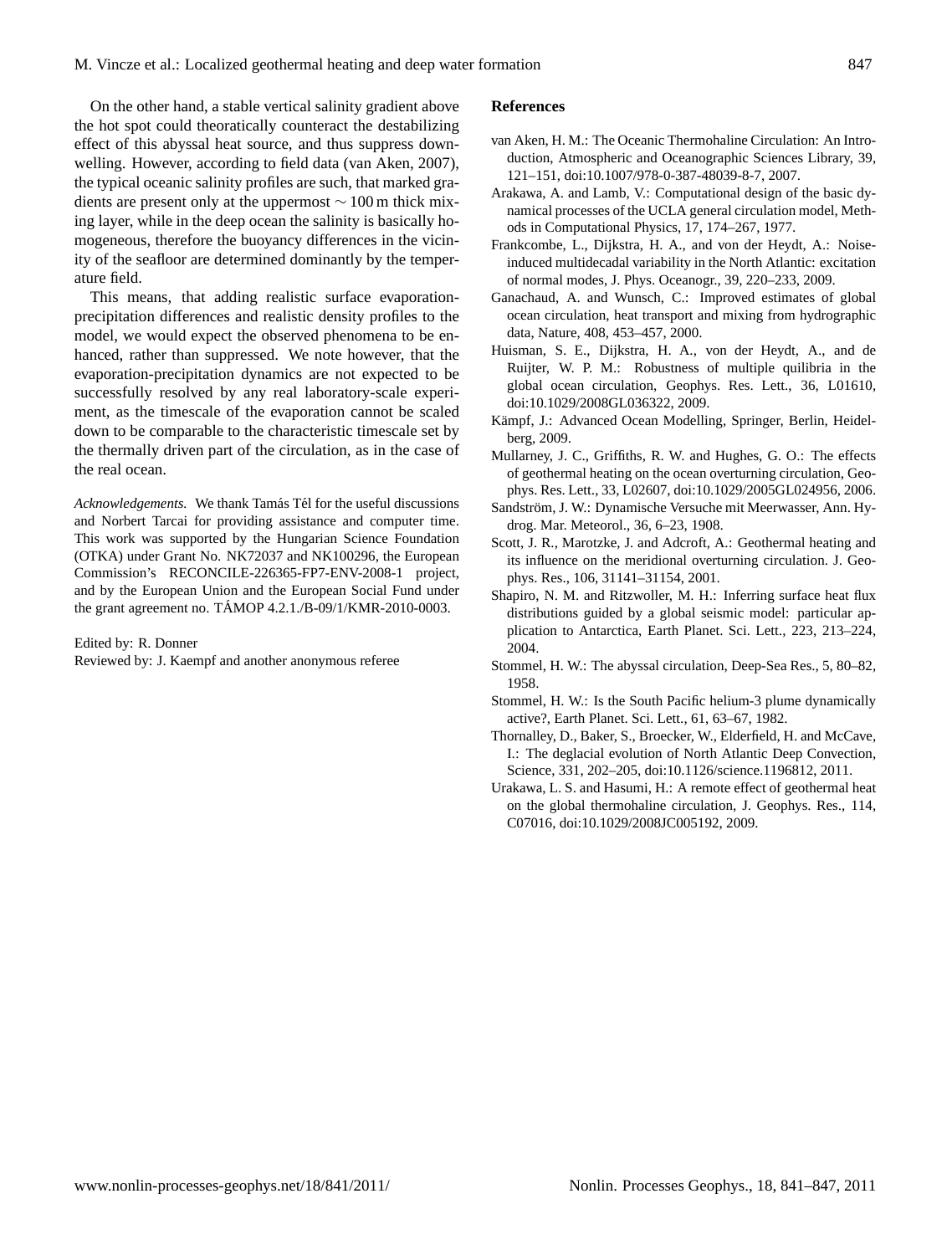On the other hand, a stable vertical salinity gradient above the hot spot could theoratically counteract the destabilizing effect of this abyssal heat source, and thus suppress downwelling. However, according to field data (van Aken, 2007), the typical oceanic salinity profiles are such, that marked gradients are present only at the uppermost $\sim 100$ m thick mixing layer, while in the deep ocean the salinity is basically homogeneous, therefore the buoyancy differences in the vicinity of the seafloor are determined dominantly by the temperature field.

This means, that adding realistic surface evaporation-precipitation differences and realistic density profiles to the model, we would expect the observed phenomena to be enhanced, rather than suppressed. We note however, that the evaporation-precipitation dynamics are not expected to be successfully resolved by any real laboratory-scale experiment, as the timescale of the evaporation cannot be scaled down to be comparable to the characteristic timescale set by the thermally driven part of the circulation, as in the case of the real ocean.

*Acknowledgements.* We thank Tamás Tél for the useful discussions and Norbert Tarcai for providing assistance and computer time. This work was supported by the Hungarian Science Foundation (OTKA) under Grant No. NK72037 and NK100296, the European Commission's RECONCILE-226365-FP7-ENV-2008-1 project, and by the European Union and the European Social Fund under the grant agreement no. TÁMOP 4.2.1./B-09/1/KMR-2010-0003.

Edited by: R. Donner
Reviewed by: J. Kaempf and another anonymous referee

## References

van Aken, H. M.: The Oceanic Thermohaline Circulation: An Introduction, Atmospheric and Oceanographic Sciences Library, 39, 121–151, doi:10.1007/978-0-387-48039-8-7, 2007.

Arakawa, A. and Lamb, V.: Computational design of the basic dynamical processes of the UCLA general circulation model, Methods in Computational Physics, 17, 174–267, 1977.

Frankcombe, L., Dijkstra, H. A., and von der Heydt, A.: Noise-induced multidecadal variability in the North Atlantic: excitation of normal modes, J. Phys. Oceanogr., 39, 220–233, 2009.

Ganachaud, A. and Wunsch, C.: Improved estimates of global ocean circulation, heat transport and mixing from hydrographic data, Nature, 408, 453–457, 2000.

Huisman, S. E., Dijkstra, H. A., von der Heydt, A., and de Ruijter, W. P. M.: Robustness of multiple quilibria in the global ocean circulation, Geophys. Res. Lett., 36, L01610, doi:10.1029/2008GL036322, 2009.

Kämpf, J.: Advanced Ocean Modelling, Springer, Berlin, Heidelberg, 2009.

Mullarney, J. C., Griffiths, R. W. and Hughes, G. O.: The effects of geothermal heating on the ocean overturning circulation, Geophys. Res. Lett., 33, L02607, doi:10.1029/2005GL024956, 2006.

Sandström, J. W.: Dynamische Versuche mit Meerwasser, Ann. Hydrog. Mar. Meteorol., 36, 6–23, 1908.

Scott, J. R., Marotzke, J. and Adcroft, A.: Geothermal heating and its influence on the meridional overturning circulation. J. Geophys. Res., 106, 31141–31154, 2001.

Shapiro, N. M. and Ritzwoller, M. H.: Inferring surface heat flux distributions guided by a global seismic model: particular application to Antarctica, Earth Planet. Sci. Lett., 223, 213–224, 2004.

Stommel, H. W.: The abyssal circulation, Deep-Sea Res., 5, 80–82, 1958.

Stommel, H. W.: Is the South Pacific helium-3 plume dynamically active?, Earth Planet. Sci. Lett., 61, 63–67, 1982.

Thornalley, D., Baker, S., Broecker, W., Elderfield, H. and McCave, I.: The deglacial evolution of North Atlantic Deep Convection, Science, 331, 202–205, doi:10.1126/science.1196812, 2011.

Urakawa, L. S. and Hasumi, H.: A remote effect of geothermal heat on the global thermohaline circulation, J. Geophys. Res., 114, C07016, doi:10.1029/2008JC005192, 2009.